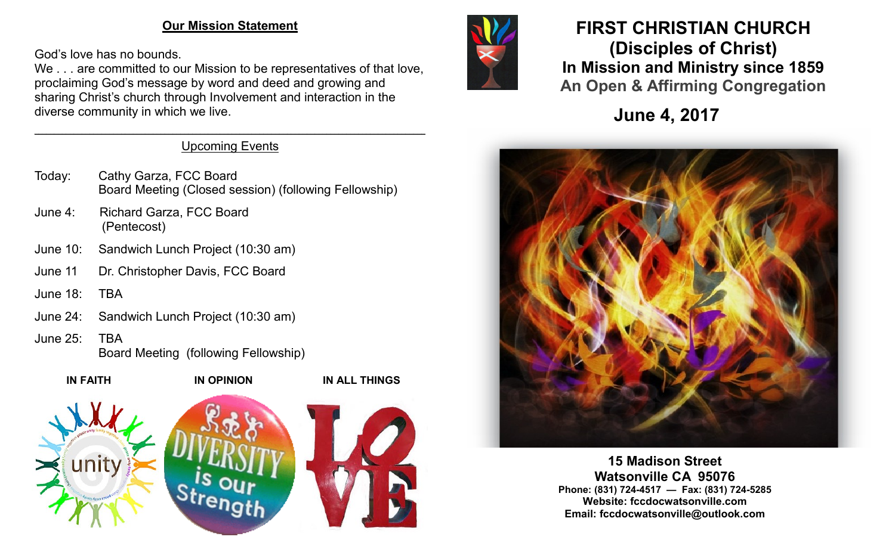## Our Mission Statement

God's love has no bounds.
We . . . are committed to our Mission to be representatives of that love, proclaiming God's message by word and deed and growing and sharing Christ's church through Involvement and interaction in the diverse community in which we live.

---

### Upcoming Events

| | |
|---|---|
| Today: | Cathy Garza, FCC Board<br>Board Meeting (Closed session) (following Fellowship) |
| June 4: | Richard Garza, FCC Board<br>(Pentecost) |
| June 10: | Sandwich Lunch Project (10:30 am) |
| June 11 | Dr. Christopher Davis, FCC Board |
| June 18: | TBA |
| June 24: | Sandwich Lunch Project (10:30 am) |
| June 25: | TBA<br>Board Meeting (following Fellowship) |

**IN FAITH** **IN OPINION** **IN ALL THINGS**

unity

DIVERSITY is our Strength

LOVE

# FIRST CHRISTIAN CHURCH (Disciples of Christ)

**In Mission and Ministry since 1859**

**An Open & Affirming Congregation**

## June 4, 2017

**15 Madison Street**
**Watsonville CA 95076**
**Phone: (831) 724-4517 — Fax: (831) 724-5285**
**Website: fccdocwatsonville.com**
**Email: fccdocwatsonville@outlook.com**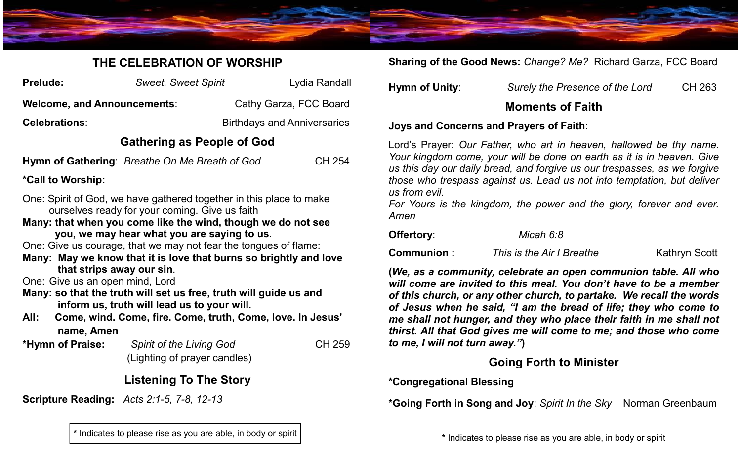## THE CELEBRATION OF WORSHIP

**Prelude:** *Sweet, Sweet Spirit* Lydia Randall

**Welcome, and Announcements**: Cathy Garza, FCC Board

**Celebrations**: Birthdays and Anniversaries

### Gathering as People of God

**Hymn of Gathering**: *Breathe On Me Breath of God* CH 254

**\*Call to Worship:**

One: Spirit of God, we have gathered together in this place to make ourselves ready for your coming. Give us faith

**Many: that when you come like the wind, though we do not see you, we may hear what you are saying to us.**

One: Give us courage, that we may not fear the tongues of flame:

**Many: May we know that it is love that burns so brightly and love that strips away our sin**.

One: Give us an open mind, Lord

**Many: so that the truth will set us free, truth will guide us and inform us, truth will lead us to your will.**

**All: Come, wind. Come, fire. Come, truth, Come, love. In Jesus' name, Amen**

**\*Hymn of Praise:** *Spirit of the Living God* CH 259
(Lighting of prayer candles)

### Listening To The Story

**Scripture Reading:** *Acts 2:1-5, 7-8, 12-13*

\* Indicates to please rise as you are able, in body or spirit

**Sharing of the Good News:** *Change? Me?* Richard Garza, FCC Board

**Hymn of Unity**: *Surely the Presence of the Lord* CH 263

### Moments of Faith

**Joys and Concerns and Prayers of Faith**:

Lord's Prayer: *Our Father, who art in heaven, hallowed be thy name. Your kingdom come, your will be done on earth as it is in heaven. Give us this day our daily bread, and forgive us our trespasses, as we forgive those who trespass against us. Lead us not into temptation, but deliver us from evil.*
*For Yours is the kingdom, the power and the glory, forever and ever. Amen*

**Offertory**: *Micah 6:8*

**Communion :** *This is the Air I Breathe* Kathryn Scott

**(*We, as a community, celebrate an open communion table. All who will come are invited to this meal. You don't have to be a member of this church, or any other church, to partake. We recall the words of Jesus when he said, "I am the bread of life; they who come to me shall not hunger, and they who place their faith in me shall not thirst. All that God gives me will come to me; and those who come to me, I will not turn away."*)**

### Going Forth to Minister

**\*Congregational Blessing**

**\*Going Forth in Song and Joy**: *Spirit In the Sky* Norman Greenbaum

\* Indicates to please rise as you are able, in body or spirit